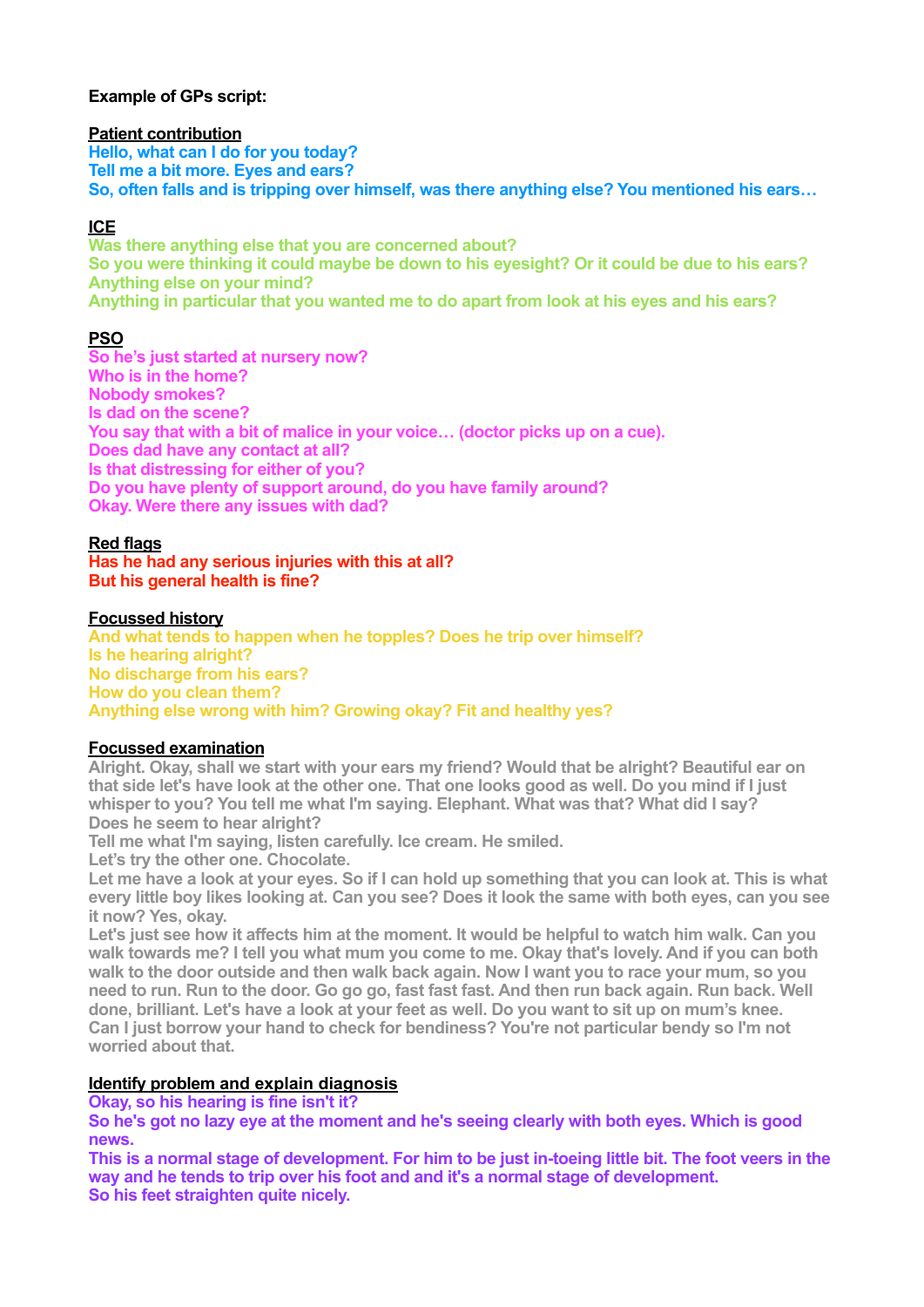**Example of GPs script:**

**Patient contribution**

Hello, what can I do for you today?
Tell me a bit more. Eyes and ears?
So, often falls and is tripping over himself, was there anything else? You mentioned his ears…

**ICE**

Was there anything else that you are concerned about?
So you were thinking it could maybe be down to his eyesight? Or it could be due to his ears?
Anything else on your mind?
Anything in particular that you wanted me to do apart from look at his eyes and his ears?

**PSO**

So he's just started at nursery now?
Who is in the home?
Nobody smokes?
Is dad on the scene?
You say that with a bit of malice in your voice… (doctor picks up on a cue).
Does dad have any contact at all?
Is that distressing for either of you?
Do you have plenty of support around, do you have family around?
Okay. Were there any issues with dad?

**Red flags**

Has he had any serious injuries with this at all?
But his general health is fine?

**Focussed history**

And what tends to happen when he topples? Does he trip over himself?
Is he hearing alright?
No discharge from his ears?
How do you clean them?
Anything else wrong with him? Growing okay? Fit and healthy yes?

**Focussed examination**

Alright. Okay, shall we start with your ears my friend? Would that be alright? Beautiful ear on that side let's have look at the other one. That one looks good as well. Do you mind if I just whisper to you? You tell me what I'm saying. Elephant. What was that? What did I say?
Does he seem to hear alright?
Tell me what I'm saying, listen carefully. Ice cream. He smiled.
Let's try the other one. Chocolate.
Let me have a look at your eyes. So if I can hold up something that you can look at. This is what every little boy likes looking at. Can you see? Does it look the same with both eyes, can you see it now? Yes, okay.
Let's just see how it affects him at the moment. It would be helpful to watch him walk. Can you walk towards me? I tell you what mum you come to me. Okay that's lovely. And if you can both walk to the door outside and then walk back again. Now I want you to race your mum, so you need to run. Run to the door. Go go go, fast fast fast. And then run back again. Run back. Well done, brilliant. Let's have a look at your feet as well. Do you want to sit up on mum's knee. Can I just borrow your hand to check for bendiness? You're not particular bendy so I'm not worried about that.

**Identify problem and explain diagnosis**

Okay, so his hearing is fine isn't it?
So he's got no lazy eye at the moment and he's seeing clearly with both eyes. Which is good news.
This is a normal stage of development. For him to be just in-toeing little bit. The foot veers in the way and he tends to trip over his foot and and it's a normal stage of development.
So his feet straighten quite nicely.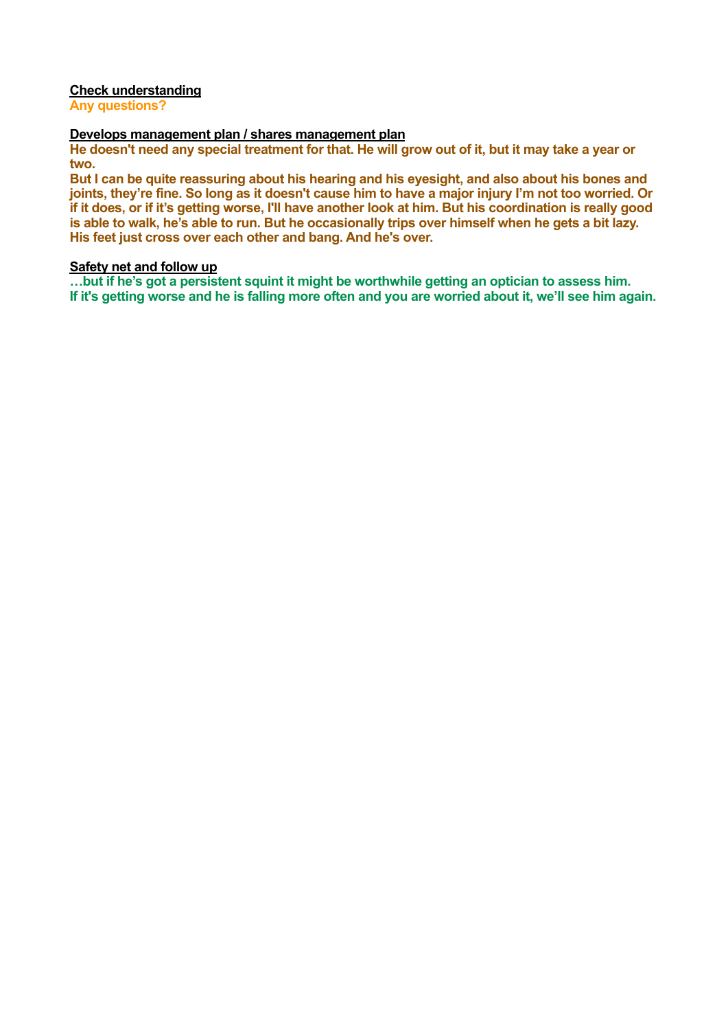**Check understanding**

**Any questions?**

**Develops management plan / shares management plan**

**He doesn't need any special treatment for that. He will grow out of it, but it may take a year or two.**

**But I can be quite reassuring about his hearing and his eyesight, and also about his bones and joints, they're fine. So long as it doesn't cause him to have a major injury I'm not too worried. Or if it does, or if it's getting worse, I'll have another look at him. But his coordination is really good is able to walk, he's able to run. But he occasionally trips over himself when he gets a bit lazy. His feet just cross over each other and bang. And he's over.**

**Safety net and follow up**

**…but if he's got a persistent squint it might be worthwhile getting an optician to assess him.**

**If it's getting worse and he is falling more often and you are worried about it, we'll see him again.**